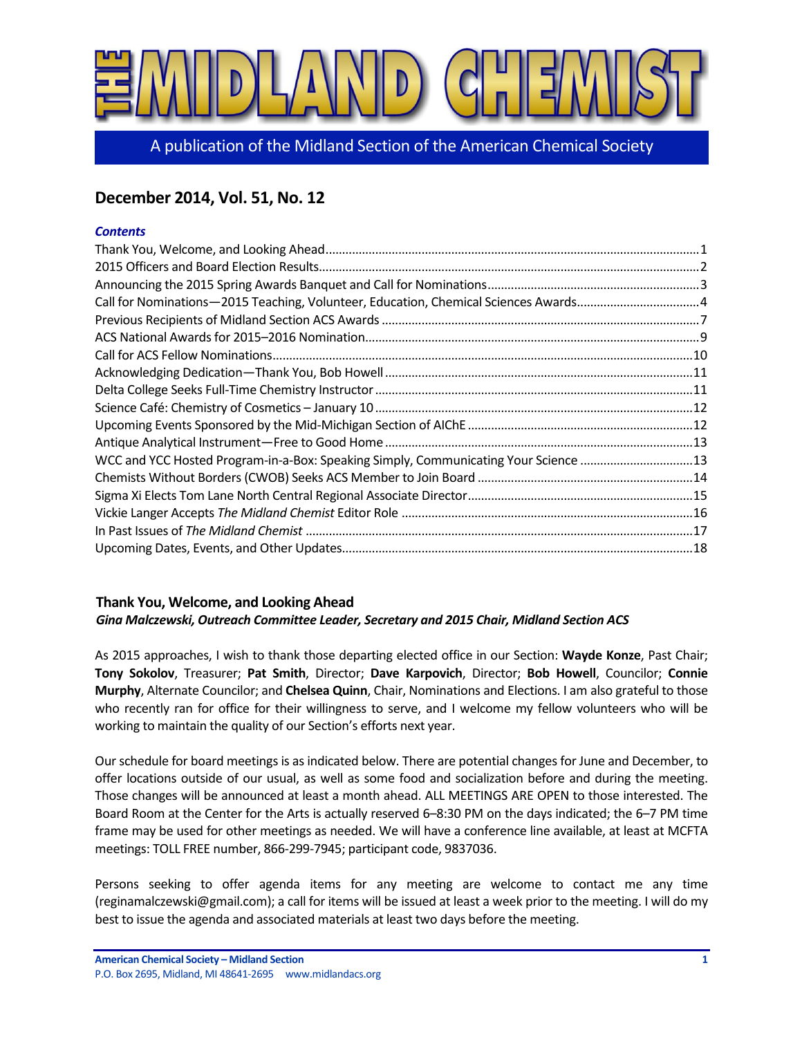# THE MIDLAND CHEMIST

A publication of the Midland Section of the American Chemical Society

## December 2014, Vol. 51, No. 12

### *Contents*

Thank You, Welcome, and Looking Ahead ........ 1
2015 Officers and Board Election Results ........ 2
Announcing the 2015 Spring Awards Banquet and Call for Nominations ........ 3
Call for Nominations—2015 Teaching, Volunteer, Education, Chemical Sciences Awards ........ 4
Previous Recipients of Midland Section ACS Awards ........ 7
ACS National Awards for 2015–2016 Nomination ........ 9
Call for ACS Fellow Nominations ........ 10
Acknowledging Dedication—Thank You, Bob Howell ........ 11
Delta College Seeks Full-Time Chemistry Instructor ........ 11
Science Café: Chemistry of Cosmetics – January 10 ........ 12
Upcoming Events Sponsored by the Mid-Michigan Section of AIChE ........ 12
Antique Analytical Instrument—Free to Good Home ........ 13
WCC and YCC Hosted Program-in-a-Box: Speaking Simply, Communicating Your Science ........ 13
Chemists Without Borders (CWOB) Seeks ACS Member to Join Board ........ 14
Sigma Xi Elects Tom Lane North Central Regional Associate Director ........ 15
Vickie Langer Accepts *The Midland Chemist* Editor Role ........ 16
In Past Issues of *The Midland Chemist* ........ 17
Upcoming Dates, Events, and Other Updates ........ 18

### Thank You, Welcome, and Looking Ahead

***Gina Malczewski, Outreach Committee Leader, Secretary and 2015 Chair, Midland Section ACS***

As 2015 approaches, I wish to thank those departing elected office in our Section: **Wayde Konze**, Past Chair; **Tony Sokolov**, Treasurer; **Pat Smith**, Director; **Dave Karpovich**, Director; **Bob Howell**, Councilor; **Connie Murphy**, Alternate Councilor; and **Chelsea Quinn**, Chair, Nominations and Elections. I am also grateful to those who recently ran for office for their willingness to serve, and I welcome my fellow volunteers who will be working to maintain the quality of our Section's efforts next year.

Our schedule for board meetings is as indicated below. There are potential changes for June and December, to offer locations outside of our usual, as well as some food and socialization before and during the meeting. Those changes will be announced at least a month ahead. ALL MEETINGS ARE OPEN to those interested. The Board Room at the Center for the Arts is actually reserved 6–8:30 PM on the days indicated; the 6–7 PM time frame may be used for other meetings as needed. We will have a conference line available, at least at MCFTA meetings: TOLL FREE number, 866-299-7945; participant code, 9837036.

Persons seeking to offer agenda items for any meeting are welcome to contact me any time (reginamalczewski@gmail.com); a call for items will be issued at least a week prior to the meeting. I will do my best to issue the agenda and associated materials at least two days before the meeting.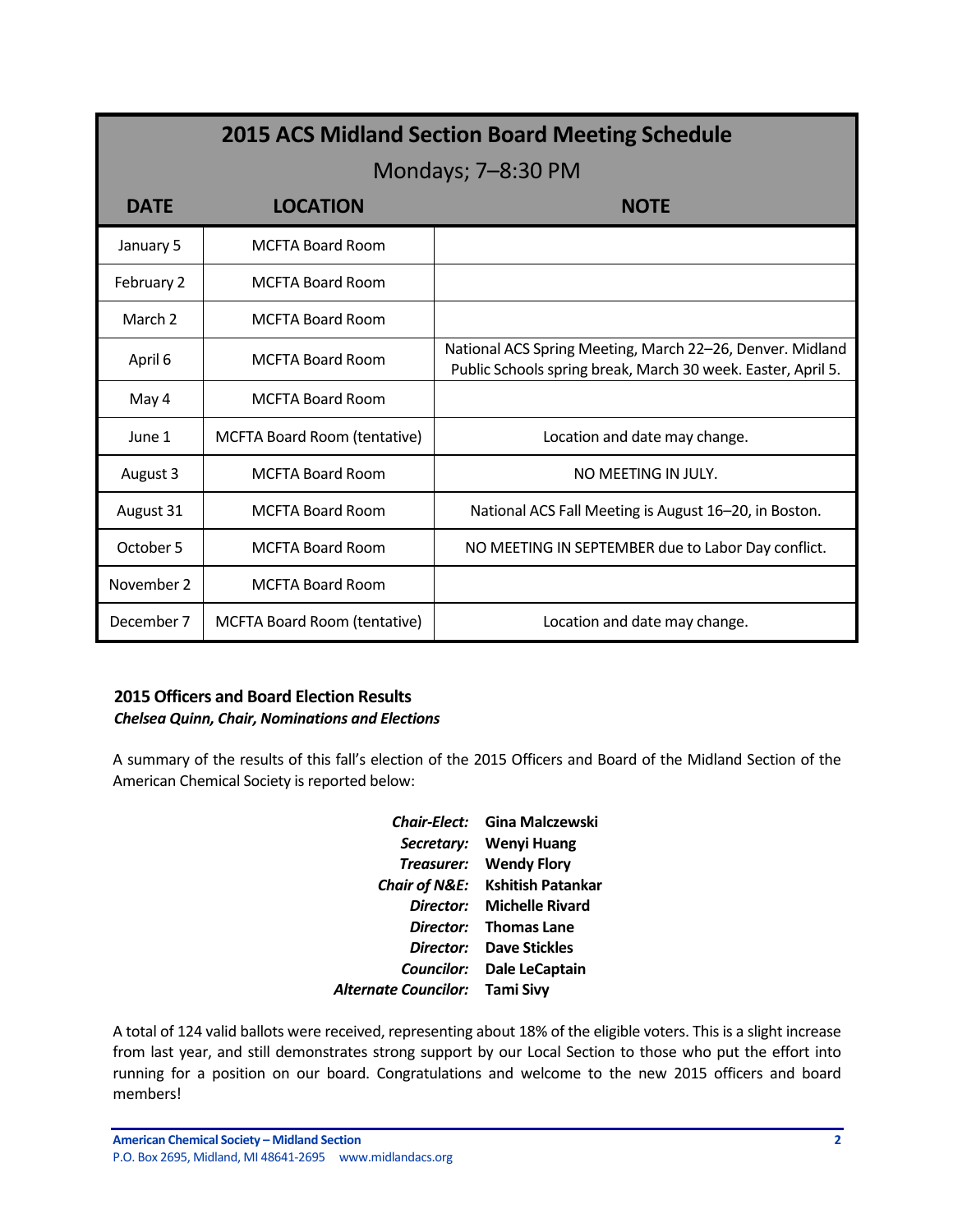## 2015 ACS Midland Section Board Meeting Schedule

Mondays; 7–8:30 PM

| DATE | LOCATION | NOTE |
|---|---|---|
| January 5 | MCFTA Board Room | |
| February 2 | MCFTA Board Room | |
| March 2 | MCFTA Board Room | |
| April 6 | MCFTA Board Room | National ACS Spring Meeting, March 22–26, Denver. Midland Public Schools spring break, March 30 week. Easter, April 5. |
| May 4 | MCFTA Board Room | |
| June 1 | MCFTA Board Room (tentative) | Location and date may change. |
| August 3 | MCFTA Board Room | NO MEETING IN JULY. |
| August 31 | MCFTA Board Room | National ACS Fall Meeting is August 16–20, in Boston. |
| October 5 | MCFTA Board Room | NO MEETING IN SEPTEMBER due to Labor Day conflict. |
| November 2 | MCFTA Board Room | |
| December 7 | MCFTA Board Room (tentative) | Location and date may change. |

### 2015 Officers and Board Election Results

***Chelsea Quinn, Chair, Nominations and Elections***

A summary of the results of this fall's election of the 2015 Officers and Board of the Midland Section of the American Chemical Society is reported below:

***Chair-Elect:*** **Gina Malczewski**
***Secretary:*** **Wenyi Huang**
***Treasurer:*** **Wendy Flory**
***Chair of N&E:*** **Kshitish Patankar**
***Director:*** **Michelle Rivard**
***Director:*** **Thomas Lane**
***Director:*** **Dave Stickles**
***Councilor:*** **Dale LeCaptain**
***Alternate Councilor:*** **Tami Sivy**

A total of 124 valid ballots were received, representing about 18% of the eligible voters. This is a slight increase from last year, and still demonstrates strong support by our Local Section to those who put the effort into running for a position on our board. Congratulations and welcome to the new 2015 officers and board members!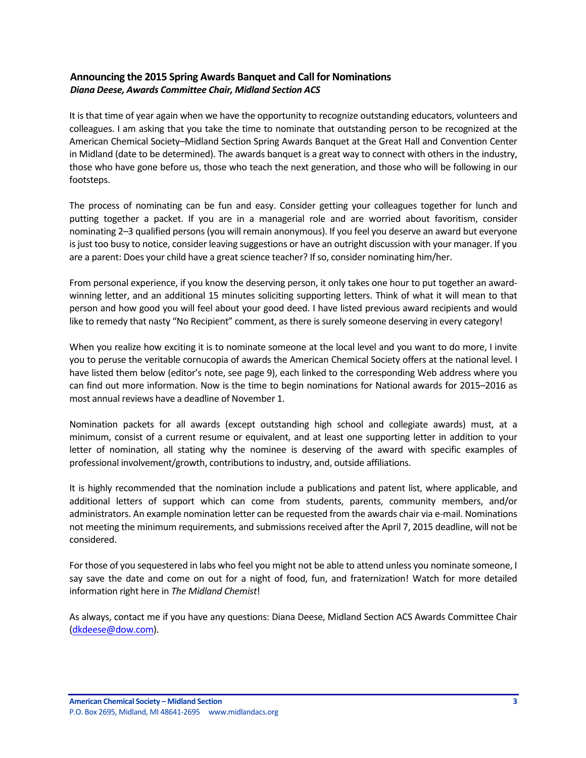## Announcing the 2015 Spring Awards Banquet and Call for Nominations

***Diana Deese, Awards Committee Chair, Midland Section ACS***

It is that time of year again when we have the opportunity to recognize outstanding educators, volunteers and colleagues. I am asking that you take the time to nominate that outstanding person to be recognized at the American Chemical Society–Midland Section Spring Awards Banquet at the Great Hall and Convention Center in Midland (date to be determined). The awards banquet is a great way to connect with others in the industry, those who have gone before us, those who teach the next generation, and those who will be following in our footsteps.

The process of nominating can be fun and easy. Consider getting your colleagues together for lunch and putting together a packet. If you are in a managerial role and are worried about favoritism, consider nominating 2–3 qualified persons (you will remain anonymous). If you feel you deserve an award but everyone is just too busy to notice, consider leaving suggestions or have an outright discussion with your manager. If you are a parent: Does your child have a great science teacher? If so, consider nominating him/her.

From personal experience, if you know the deserving person, it only takes one hour to put together an award-winning letter, and an additional 15 minutes soliciting supporting letters. Think of what it will mean to that person and how good you will feel about your good deed. I have listed previous award recipients and would like to remedy that nasty "No Recipient" comment, as there is surely someone deserving in every category!

When you realize how exciting it is to nominate someone at the local level and you want to do more, I invite you to peruse the veritable cornucopia of awards the American Chemical Society offers at the national level. I have listed them below (editor's note, see page 9), each linked to the corresponding Web address where you can find out more information. Now is the time to begin nominations for National awards for 2015–2016 as most annual reviews have a deadline of November 1.

Nomination packets for all awards (except outstanding high school and collegiate awards) must, at a minimum, consist of a current resume or equivalent, and at least one supporting letter in addition to your letter of nomination, all stating why the nominee is deserving of the award with specific examples of professional involvement/growth, contributions to industry, and, outside affiliations.

It is highly recommended that the nomination include a publications and patent list, where applicable, and additional letters of support which can come from students, parents, community members, and/or administrators. An example nomination letter can be requested from the awards chair via e-mail. Nominations not meeting the minimum requirements, and submissions received after the April 7, 2015 deadline, will not be considered.

For those of you sequestered in labs who feel you might not be able to attend unless you nominate someone, I say save the date and come on out for a night of food, fun, and fraternization! Watch for more detailed information right here in *The Midland Chemist*!

As always, contact me if you have any questions: Diana Deese, Midland Section ACS Awards Committee Chair (dkdeese@dow.com).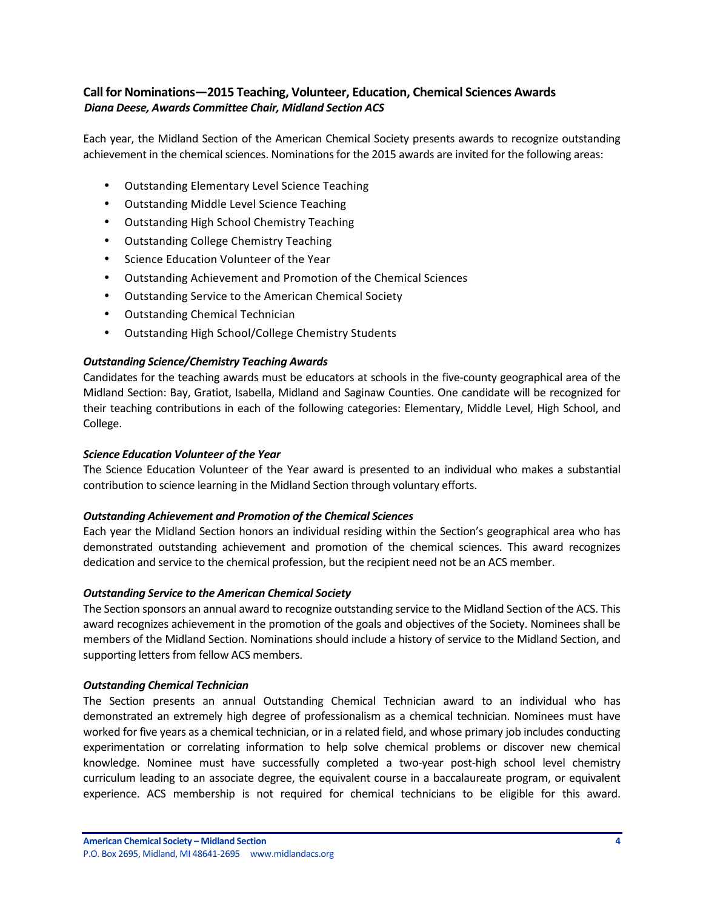## Call for Nominations—2015 Teaching, Volunteer, Education, Chemical Sciences Awards

***Diana Deese, Awards Committee Chair, Midland Section ACS***

Each year, the Midland Section of the American Chemical Society presents awards to recognize outstanding achievement in the chemical sciences. Nominations for the 2015 awards are invited for the following areas:

- Outstanding Elementary Level Science Teaching
- Outstanding Middle Level Science Teaching
- Outstanding High School Chemistry Teaching
- Outstanding College Chemistry Teaching
- Science Education Volunteer of the Year
- Outstanding Achievement and Promotion of the Chemical Sciences
- Outstanding Service to the American Chemical Society
- Outstanding Chemical Technician
- Outstanding High School/College Chemistry Students

### *Outstanding Science/Chemistry Teaching Awards*

Candidates for the teaching awards must be educators at schools in the five-county geographical area of the Midland Section: Bay, Gratiot, Isabella, Midland and Saginaw Counties. One candidate will be recognized for their teaching contributions in each of the following categories: Elementary, Middle Level, High School, and College.

### *Science Education Volunteer of the Year*

The Science Education Volunteer of the Year award is presented to an individual who makes a substantial contribution to science learning in the Midland Section through voluntary efforts.

### *Outstanding Achievement and Promotion of the Chemical Sciences*

Each year the Midland Section honors an individual residing within the Section's geographical area who has demonstrated outstanding achievement and promotion of the chemical sciences. This award recognizes dedication and service to the chemical profession, but the recipient need not be an ACS member.

### *Outstanding Service to the American Chemical Society*

The Section sponsors an annual award to recognize outstanding service to the Midland Section of the ACS. This award recognizes achievement in the promotion of the goals and objectives of the Society. Nominees shall be members of the Midland Section. Nominations should include a history of service to the Midland Section, and supporting letters from fellow ACS members.

### *Outstanding Chemical Technician*

The Section presents an annual Outstanding Chemical Technician award to an individual who has demonstrated an extremely high degree of professionalism as a chemical technician. Nominees must have worked for five years as a chemical technician, or in a related field, and whose primary job includes conducting experimentation or correlating information to help solve chemical problems or discover new chemical knowledge. Nominee must have successfully completed a two-year post-high school level chemistry curriculum leading to an associate degree, the equivalent course in a baccalaureate program, or equivalent experience. ACS membership is not required for chemical technicians to be eligible for this award.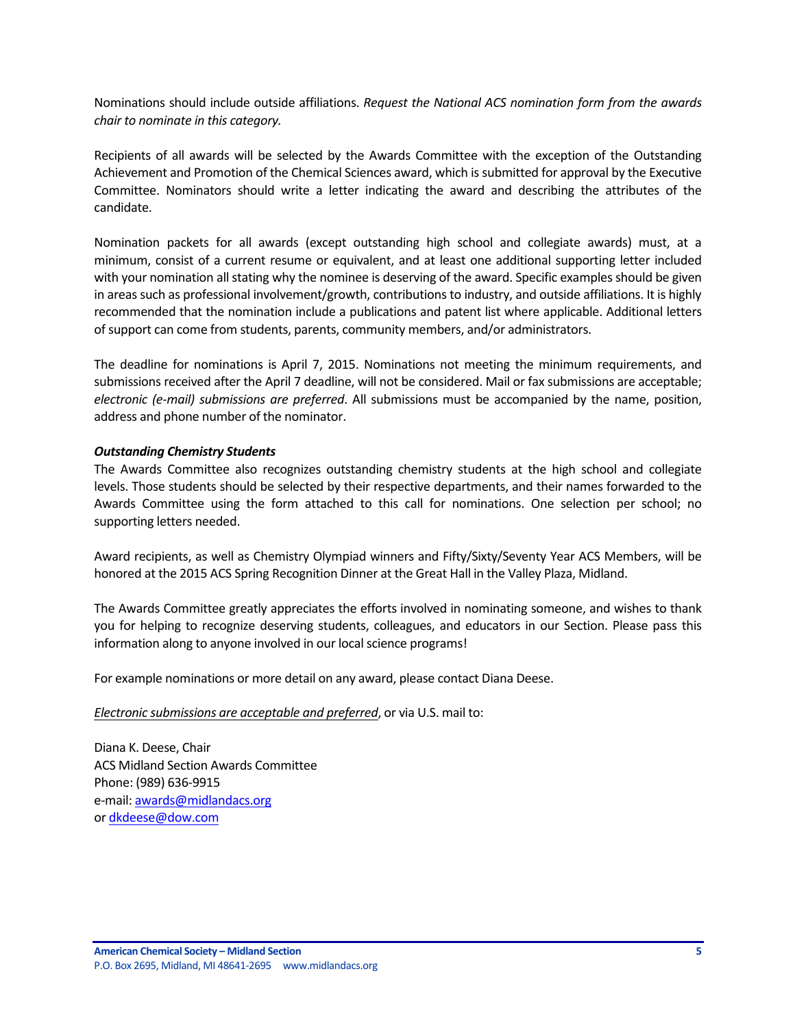Nominations should include outside affiliations. *Request the National ACS nomination form from the awards chair to nominate in this category.*

Recipients of all awards will be selected by the Awards Committee with the exception of the Outstanding Achievement and Promotion of the Chemical Sciences award, which is submitted for approval by the Executive Committee. Nominators should write a letter indicating the award and describing the attributes of the candidate.

Nomination packets for all awards (except outstanding high school and collegiate awards) must, at a minimum, consist of a current resume or equivalent, and at least one additional supporting letter included with your nomination all stating why the nominee is deserving of the award. Specific examples should be given in areas such as professional involvement/growth, contributions to industry, and outside affiliations. It is highly recommended that the nomination include a publications and patent list where applicable. Additional letters of support can come from students, parents, community members, and/or administrators.

The deadline for nominations is April 7, 2015. Nominations not meeting the minimum requirements, and submissions received after the April 7 deadline, will not be considered. Mail or fax submissions are acceptable; *electronic (e-mail) submissions are preferred*. All submissions must be accompanied by the name, position, address and phone number of the nominator.

***Outstanding Chemistry Students***

The Awards Committee also recognizes outstanding chemistry students at the high school and collegiate levels. Those students should be selected by their respective departments, and their names forwarded to the Awards Committee using the form attached to this call for nominations. One selection per school; no supporting letters needed.

Award recipients, as well as Chemistry Olympiad winners and Fifty/Sixty/Seventy Year ACS Members, will be honored at the 2015 ACS Spring Recognition Dinner at the Great Hall in the Valley Plaza, Midland.

The Awards Committee greatly appreciates the efforts involved in nominating someone, and wishes to thank you for helping to recognize deserving students, colleagues, and educators in our Section. Please pass this information along to anyone involved in our local science programs!

For example nominations or more detail on any award, please contact Diana Deese.

*Electronic submissions are acceptable and preferred*, or via U.S. mail to:

Diana K. Deese, Chair
ACS Midland Section Awards Committee
Phone: (989) 636-9915
e-mail: awards@midlandacs.org
or dkdeese@dow.com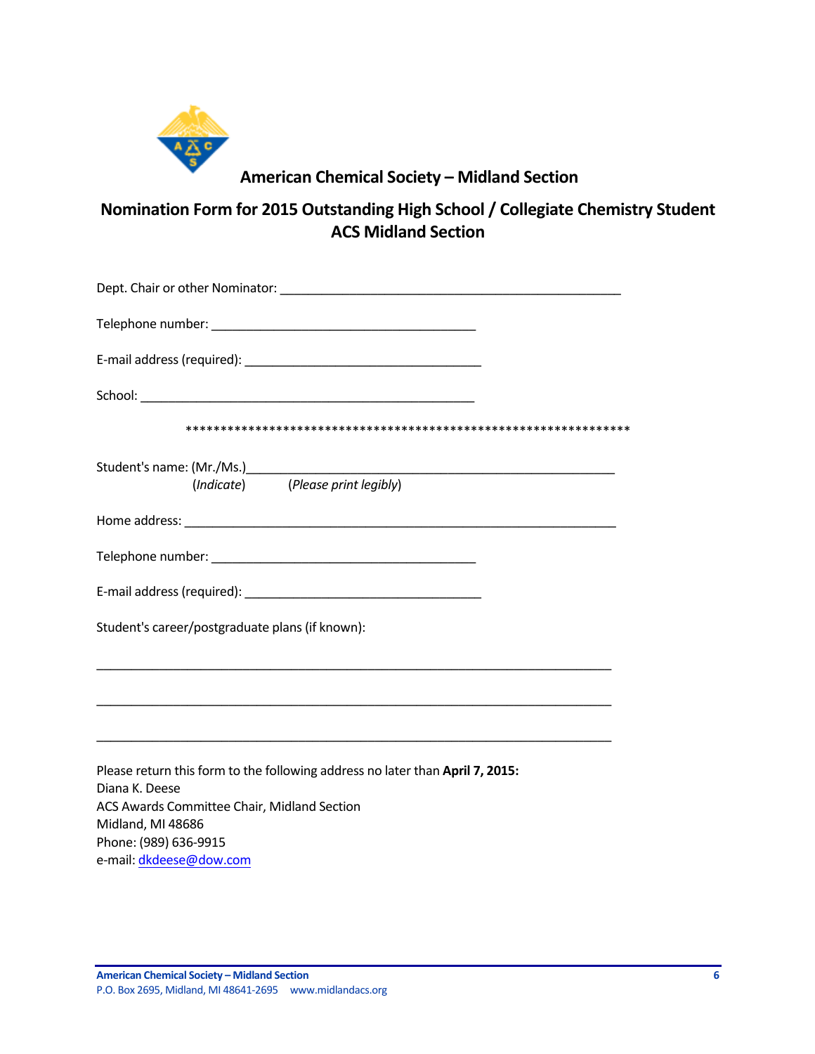## American Chemical Society – Midland Section

## Nomination Form for 2015 Outstanding High School / Collegiate Chemistry Student ACS Midland Section

Dept. Chair or other Nominator: ___________________________________________

Telephone number: __________________________________

E-mail address (required): ______________________________

School: ___________________________________________

*******************************************************************

Student's name: (Mr./Ms.)_______________________________________________
(*Indicate*) (*Please print legibly*)

Home address: ________________________________________________________

Telephone number: __________________________________

E-mail address (required): ______________________________

Student's career/postgraduate plans (if known):

_________________________________________________________________

_________________________________________________________________

_________________________________________________________________

Please return this form to the following address no later than **April 7, 2015:**
Diana K. Deese
ACS Awards Committee Chair, Midland Section
Midland, MI 48686
Phone: (989) 636-9915
e-mail: dkdeese@dow.com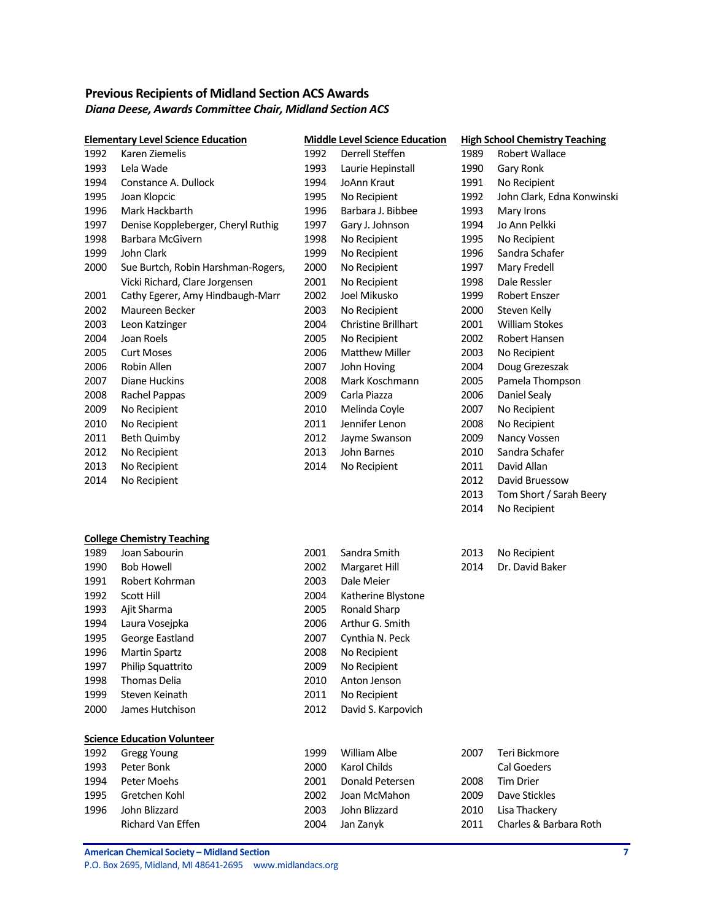## Previous Recipients of Midland Section ACS Awards

***Diana Deese, Awards Committee Chair, Midland Section ACS***

**Elementary Level Science Education**

| Year | Recipient |
|---|---|
| 1992 | Karen Ziemelis |
| 1993 | Lela Wade |
| 1994 | Constance A. Dullock |
| 1995 | Joan Klopcic |
| 1996 | Mark Hackbarth |
| 1997 | Denise Koppleberger, Cheryl Ruthig |
| 1998 | Barbara McGivern |
| 1999 | John Clark |
| 2000 | Sue Burtch, Robin Harshman-Rogers, Vicki Richard, Clare Jorgensen |
| 2001 | Cathy Egerer, Amy Hindbaugh-Marr |
| 2002 | Maureen Becker |
| 2003 | Leon Katzinger |
| 2004 | Joan Roels |
| 2005 | Curt Moses |
| 2006 | Robin Allen |
| 2007 | Diane Huckins |
| 2008 | Rachel Pappas |
| 2009 | No Recipient |
| 2010 | No Recipient |
| 2011 | Beth Quimby |
| 2012 | No Recipient |
| 2013 | No Recipient |
| 2014 | No Recipient |

**Middle Level Science Education**

| Year | Recipient |
|---|---|
| 1992 | Derrell Steffen |
| 1993 | Laurie Hepinstall |
| 1994 | JoAnn Kraut |
| 1995 | No Recipient |
| 1996 | Barbara J. Bibbee |
| 1997 | Gary J. Johnson |
| 1998 | No Recipient |
| 1999 | No Recipient |
| 2000 | No Recipient |
| 2001 | No Recipient |
| 2002 | Joel Mikusko |
| 2003 | No Recipient |
| 2004 | Christine Brillhart |
| 2005 | No Recipient |
| 2006 | Matthew Miller |
| 2007 | John Hoving |
| 2008 | Mark Koschmann |
| 2009 | Carla Piazza |
| 2010 | Melinda Coyle |
| 2011 | Jennifer Lenon |
| 2012 | Jayme Swanson |
| 2013 | John Barnes |
| 2014 | No Recipient |

**High School Chemistry Teaching**

| Year | Recipient |
|---|---|
| 1989 | Robert Wallace |
| 1990 | Gary Ronk |
| 1991 | No Recipient |
| 1992 | John Clark, Edna Konwinski |
| 1993 | Mary Irons |
| 1994 | Jo Ann Pelkki |
| 1995 | No Recipient |
| 1996 | Sandra Schafer |
| 1997 | Mary Fredell |
| 1998 | Dale Ressler |
| 1999 | Robert Enszer |
| 2000 | Steven Kelly |
| 2001 | William Stokes |
| 2002 | Robert Hansen |
| 2003 | No Recipient |
| 2004 | Doug Grezeszak |
| 2005 | Pamela Thompson |
| 2006 | Daniel Sealy |
| 2007 | No Recipient |
| 2008 | No Recipient |
| 2009 | Nancy Vossen |
| 2010 | Sandra Schafer |
| 2011 | David Allan |
| 2012 | David Bruessow |
| 2013 | Tom Short / Sarah Beery |
| 2014 | No Recipient |

**College Chemistry Teaching**

| Year | Recipient |
|---|---|
| 1989 | Joan Sabourin |
| 1990 | Bob Howell |
| 1991 | Robert Kohrman |
| 1992 | Scott Hill |
| 1993 | Ajit Sharma |
| 1994 | Laura Vosejpka |
| 1995 | George Eastland |
| 1996 | Martin Spartz |
| 1997 | Philip Squattrito |
| 1998 | Thomas Delia |
| 1999 | Steven Keinath |
| 2000 | James Hutchison |
| 2001 | Sandra Smith |
| 2002 | Margaret Hill |
| 2003 | Dale Meier |
| 2004 | Katherine Blystone |
| 2005 | Ronald Sharp |
| 2006 | Arthur G. Smith |
| 2007 | Cynthia N. Peck |
| 2008 | No Recipient |
| 2009 | No Recipient |
| 2010 | Anton Jenson |
| 2011 | No Recipient |
| 2012 | David S. Karpovich |
| 2013 | No Recipient |
| 2014 | Dr. David Baker |

**Science Education Volunteer**

| Year | Recipient |
|---|---|
| 1992 | Gregg Young |
| 1993 | Peter Bonk |
| 1994 | Peter Moehs |
| 1995 | Gretchen Kohl |
| 1996 | John Blizzard, Richard Van Effen |
| 1999 | William Albe |
| 2000 | Karol Childs |
| 2001 | Donald Petersen |
| 2002 | Joan McMahon |
| 2003 | John Blizzard |
| 2004 | Jan Zanyk |
| 2007 | Teri Bickmore, Cal Goeders |
| 2008 | Tim Drier |
| 2009 | Dave Stickles |
| 2010 | Lisa Thackery |
| 2011 | Charles & Barbara Roth |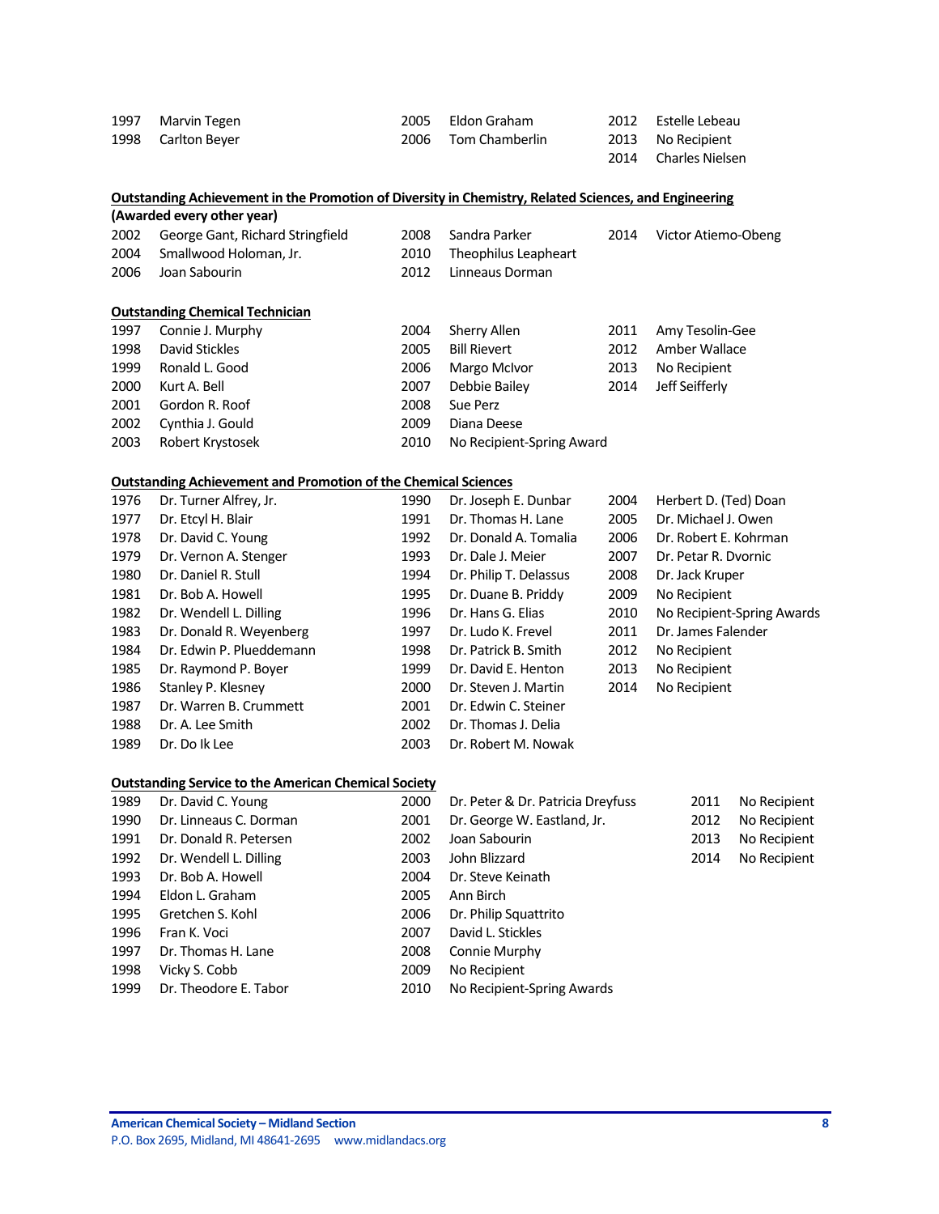1997 Marvin Tegen
1998 Carlton Beyer
2005 Eldon Graham
2006 Tom Chamberlin
2012 Estelle Lebeau
2013 No Recipient
2014 Charles Nielsen

**Outstanding Achievement in the Promotion of Diversity in Chemistry, Related Sciences, and Engineering**

**(Awarded every other year)**

2002 George Gant, Richard Stringfield
2004 Smallwood Holoman, Jr.
2006 Joan Sabourin
2008 Sandra Parker
2010 Theophilus Leapheart
2012 Linneaus Dorman
2014 Victor Atiemo-Obeng

**Outstanding Chemical Technician**

1997 Connie J. Murphy
1998 David Stickles
1999 Ronald L. Good
2000 Kurt A. Bell
2001 Gordon R. Roof
2002 Cynthia J. Gould
2003 Robert Krystosek
2004 Sherry Allen
2005 Bill Rievert
2006 Margo McIvor
2007 Debbie Bailey
2008 Sue Perz
2009 Diana Deese
2010 No Recipient-Spring Award
2011 Amy Tesolin-Gee
2012 Amber Wallace
2013 No Recipient
2014 Jeff Seifferly

**Outstanding Achievement and Promotion of the Chemical Sciences**

1976 Dr. Turner Alfrey, Jr.
1977 Dr. Etcyl H. Blair
1978 Dr. David C. Young
1979 Dr. Vernon A. Stenger
1980 Dr. Daniel R. Stull
1981 Dr. Bob A. Howell
1982 Dr. Wendell L. Dilling
1983 Dr. Donald R. Weyenberg
1984 Dr. Edwin P. Plueddemann
1985 Dr. Raymond P. Boyer
1986 Stanley P. Klesney
1987 Dr. Warren B. Crummett
1988 Dr. A. Lee Smith
1989 Dr. Do Ik Lee
1990 Dr. Joseph E. Dunbar
1991 Dr. Thomas H. Lane
1992 Dr. Donald A. Tomalia
1993 Dr. Dale J. Meier
1994 Dr. Philip T. Delassus
1995 Dr. Duane B. Priddy
1996 Dr. Hans G. Elias
1997 Dr. Ludo K. Frevel
1998 Dr. Patrick B. Smith
1999 Dr. David E. Henton
2000 Dr. Steven J. Martin
2001 Dr. Edwin C. Steiner
2002 Dr. Thomas J. Delia
2003 Dr. Robert M. Nowak
2004 Herbert D. (Ted) Doan
2005 Dr. Michael J. Owen
2006 Dr. Robert E. Kohrman
2007 Dr. Petar R. Dvornic
2008 Dr. Jack Kruper
2009 No Recipient
2010 No Recipient-Spring Awards
2011 Dr. James Falender
2012 No Recipient
2013 No Recipient
2014 No Recipient

**Outstanding Service to the American Chemical Society**

1989 Dr. David C. Young
1990 Dr. Linneaus C. Dorman
1991 Dr. Donald R. Petersen
1992 Dr. Wendell L. Dilling
1993 Dr. Bob A. Howell
1994 Eldon L. Graham
1995 Gretchen S. Kohl
1996 Fran K. Voci
1997 Dr. Thomas H. Lane
1998 Vicky S. Cobb
1999 Dr. Theodore E. Tabor
2000 Dr. Peter & Dr. Patricia Dreyfuss
2001 Dr. George W. Eastland, Jr.
2002 Joan Sabourin
2003 John Blizzard
2004 Dr. Steve Keinath
2005 Ann Birch
2006 Dr. Philip Squattrito
2007 David L. Stickles
2008 Connie Murphy
2009 No Recipient
2010 No Recipient-Spring Awards
2011 No Recipient
2012 No Recipient
2013 No Recipient
2014 No Recipient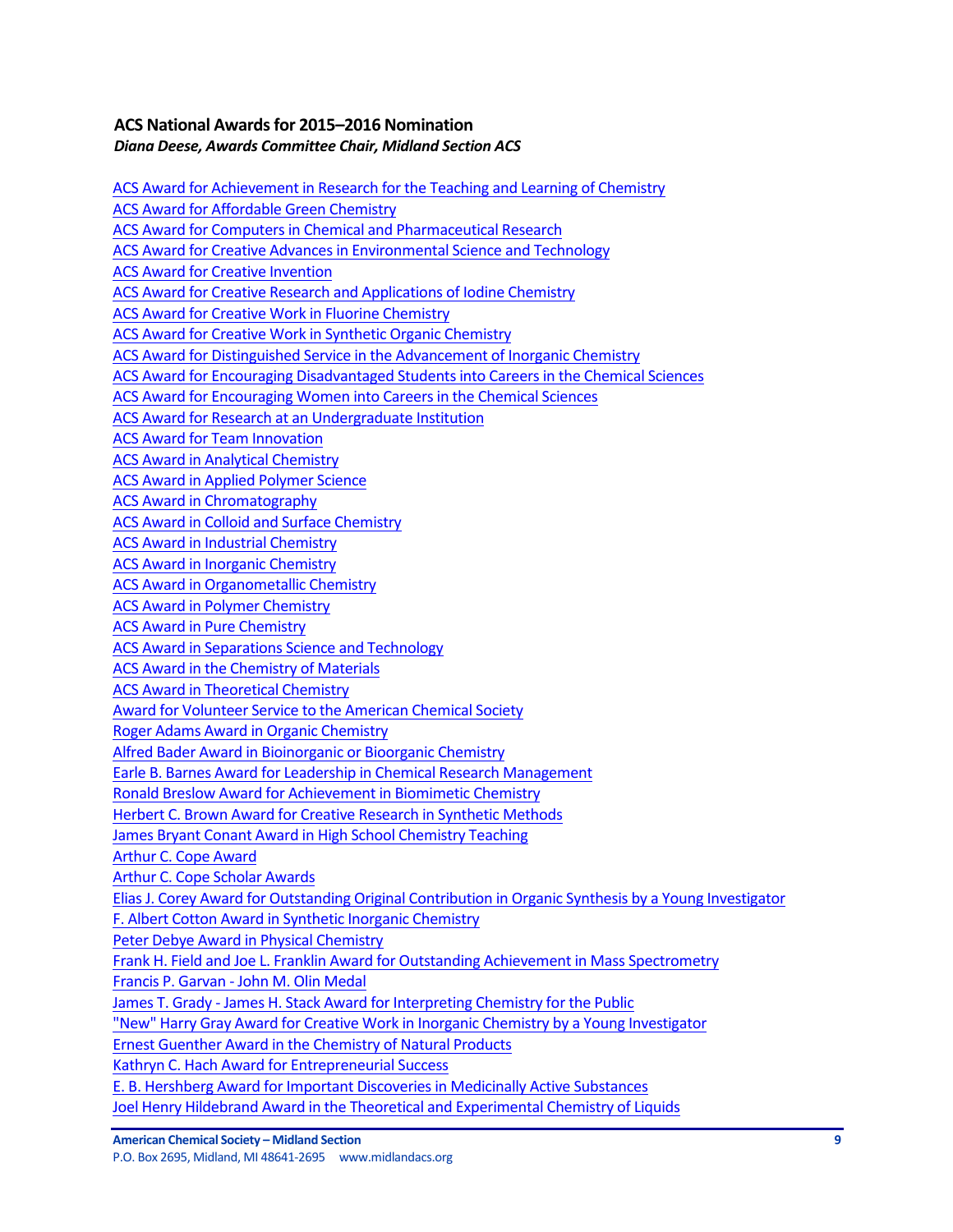### ACS National Awards for 2015–2016 Nomination

*Diana Deese, Awards Committee Chair, Midland Section ACS*

ACS Award for Achievement in Research for the Teaching and Learning of Chemistry
ACS Award for Affordable Green Chemistry
ACS Award for Computers in Chemical and Pharmaceutical Research
ACS Award for Creative Advances in Environmental Science and Technology
ACS Award for Creative Invention
ACS Award for Creative Research and Applications of Iodine Chemistry
ACS Award for Creative Work in Fluorine Chemistry
ACS Award for Creative Work in Synthetic Organic Chemistry
ACS Award for Distinguished Service in the Advancement of Inorganic Chemistry
ACS Award for Encouraging Disadvantaged Students into Careers in the Chemical Sciences
ACS Award for Encouraging Women into Careers in the Chemical Sciences
ACS Award for Research at an Undergraduate Institution
ACS Award for Team Innovation
ACS Award in Analytical Chemistry
ACS Award in Applied Polymer Science
ACS Award in Chromatography
ACS Award in Colloid and Surface Chemistry
ACS Award in Industrial Chemistry
ACS Award in Inorganic Chemistry
ACS Award in Organometallic Chemistry
ACS Award in Polymer Chemistry
ACS Award in Pure Chemistry
ACS Award in Separations Science and Technology
ACS Award in the Chemistry of Materials
ACS Award in Theoretical Chemistry
Award for Volunteer Service to the American Chemical Society
Roger Adams Award in Organic Chemistry
Alfred Bader Award in Bioinorganic or Bioorganic Chemistry
Earle B. Barnes Award for Leadership in Chemical Research Management
Ronald Breslow Award for Achievement in Biomimetic Chemistry
Herbert C. Brown Award for Creative Research in Synthetic Methods
James Bryant Conant Award in High School Chemistry Teaching
Arthur C. Cope Award
Arthur C. Cope Scholar Awards
Elias J. Corey Award for Outstanding Original Contribution in Organic Synthesis by a Young Investigator
F. Albert Cotton Award in Synthetic Inorganic Chemistry
Peter Debye Award in Physical Chemistry
Frank H. Field and Joe L. Franklin Award for Outstanding Achievement in Mass Spectrometry
Francis P. Garvan - John M. Olin Medal
James T. Grady - James H. Stack Award for Interpreting Chemistry for the Public
"New" Harry Gray Award for Creative Work in Inorganic Chemistry by a Young Investigator
Ernest Guenther Award in the Chemistry of Natural Products
Kathryn C. Hach Award for Entrepreneurial Success
E. B. Hershberg Award for Important Discoveries in Medicinally Active Substances
Joel Henry Hildebrand Award in the Theoretical and Experimental Chemistry of Liquids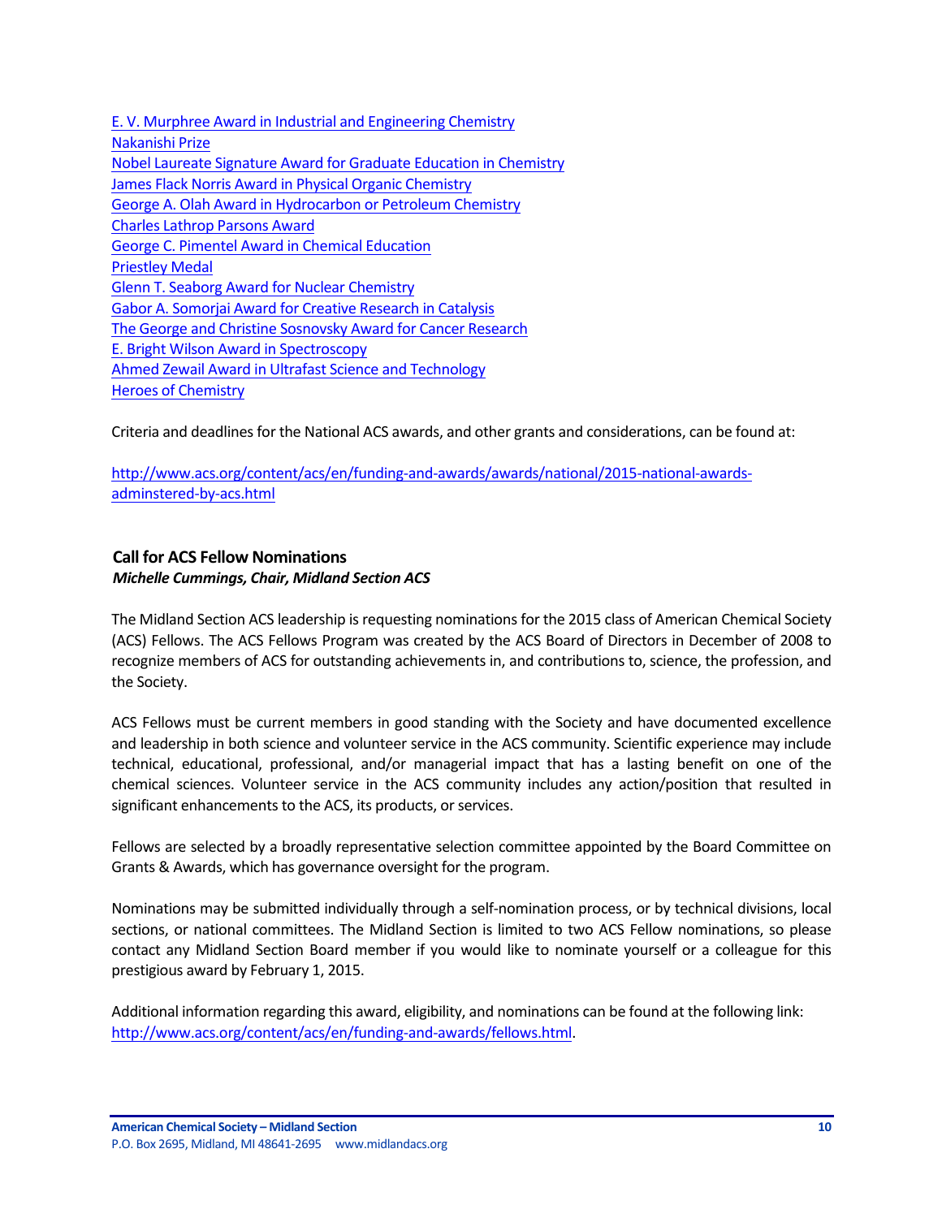E. V. Murphree Award in Industrial and Engineering Chemistry
Nakanishi Prize
Nobel Laureate Signature Award for Graduate Education in Chemistry
James Flack Norris Award in Physical Organic Chemistry
George A. Olah Award in Hydrocarbon or Petroleum Chemistry
Charles Lathrop Parsons Award
George C. Pimentel Award in Chemical Education
Priestley Medal
Glenn T. Seaborg Award for Nuclear Chemistry
Gabor A. Somorjai Award for Creative Research in Catalysis
The George and Christine Sosnovsky Award for Cancer Research
E. Bright Wilson Award in Spectroscopy
Ahmed Zewail Award in Ultrafast Science and Technology
Heroes of Chemistry

Criteria and deadlines for the National ACS awards, and other grants and considerations, can be found at:

http://www.acs.org/content/acs/en/funding-and-awards/awards/national/2015-national-awards-adminstered-by-acs.html

## Call for ACS Fellow Nominations

***Michelle Cummings, Chair, Midland Section ACS***

The Midland Section ACS leadership is requesting nominations for the 2015 class of American Chemical Society (ACS) Fellows. The ACS Fellows Program was created by the ACS Board of Directors in December of 2008 to recognize members of ACS for outstanding achievements in, and contributions to, science, the profession, and the Society.

ACS Fellows must be current members in good standing with the Society and have documented excellence and leadership in both science and volunteer service in the ACS community. Scientific experience may include technical, educational, professional, and/or managerial impact that has a lasting benefit on one of the chemical sciences. Volunteer service in the ACS community includes any action/position that resulted in significant enhancements to the ACS, its products, or services.

Fellows are selected by a broadly representative selection committee appointed by the Board Committee on Grants & Awards, which has governance oversight for the program.

Nominations may be submitted individually through a self-nomination process, or by technical divisions, local sections, or national committees. The Midland Section is limited to two ACS Fellow nominations, so please contact any Midland Section Board member if you would like to nominate yourself or a colleague for this prestigious award by February 1, 2015.

Additional information regarding this award, eligibility, and nominations can be found at the following link: http://www.acs.org/content/acs/en/funding-and-awards/fellows.html.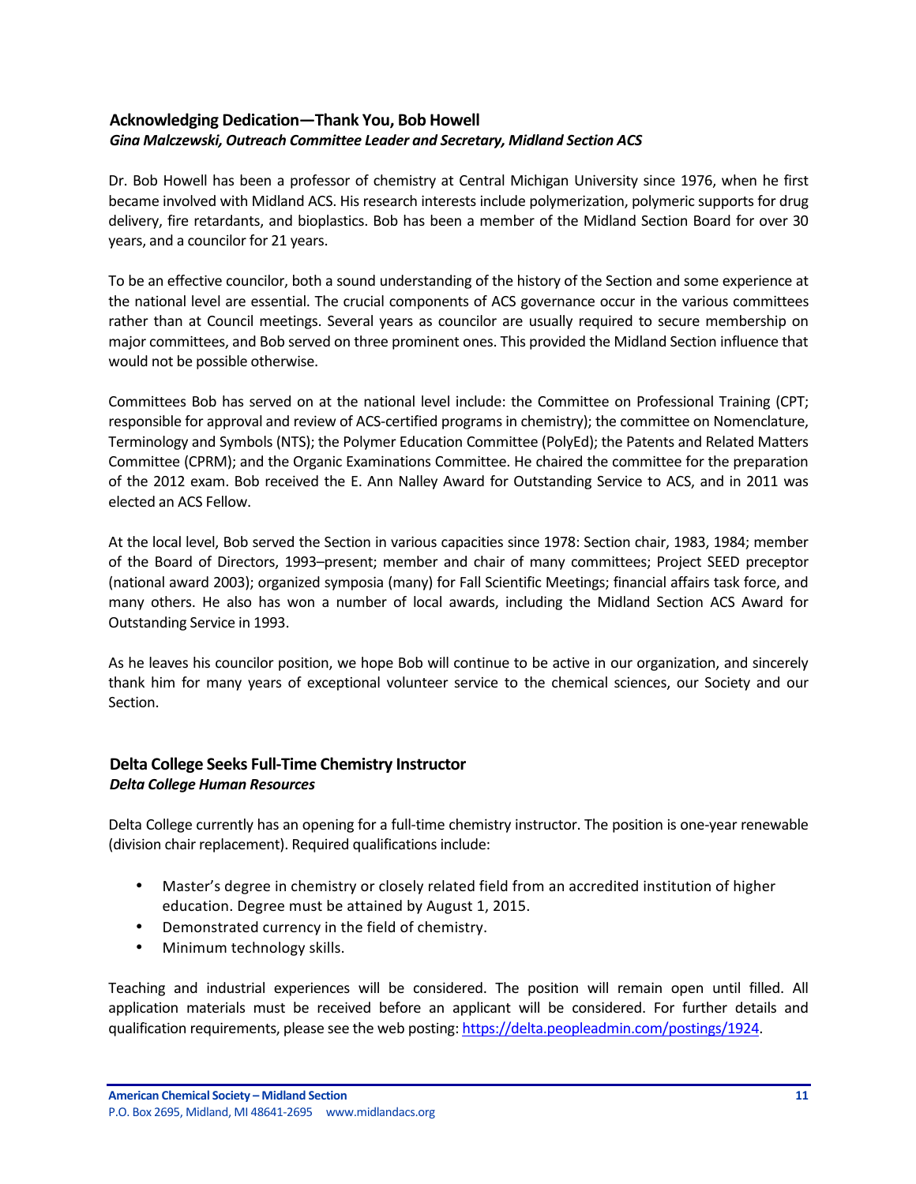### Acknowledging Dedication—Thank You, Bob Howell

***Gina Malczewski, Outreach Committee Leader and Secretary, Midland Section ACS***

Dr. Bob Howell has been a professor of chemistry at Central Michigan University since 1976, when he first became involved with Midland ACS. His research interests include polymerization, polymeric supports for drug delivery, fire retardants, and bioplastics. Bob has been a member of the Midland Section Board for over 30 years, and a councilor for 21 years.

To be an effective councilor, both a sound understanding of the history of the Section and some experience at the national level are essential. The crucial components of ACS governance occur in the various committees rather than at Council meetings. Several years as councilor are usually required to secure membership on major committees, and Bob served on three prominent ones. This provided the Midland Section influence that would not be possible otherwise.

Committees Bob has served on at the national level include: the Committee on Professional Training (CPT; responsible for approval and review of ACS-certified programs in chemistry); the committee on Nomenclature, Terminology and Symbols (NTS); the Polymer Education Committee (PolyEd); the Patents and Related Matters Committee (CPRM); and the Organic Examinations Committee. He chaired the committee for the preparation of the 2012 exam. Bob received the E. Ann Nalley Award for Outstanding Service to ACS, and in 2011 was elected an ACS Fellow.

At the local level, Bob served the Section in various capacities since 1978: Section chair, 1983, 1984; member of the Board of Directors, 1993–present; member and chair of many committees; Project SEED preceptor (national award 2003); organized symposia (many) for Fall Scientific Meetings; financial affairs task force, and many others. He also has won a number of local awards, including the Midland Section ACS Award for Outstanding Service in 1993.

As he leaves his councilor position, we hope Bob will continue to be active in our organization, and sincerely thank him for many years of exceptional volunteer service to the chemical sciences, our Society and our Section.

### Delta College Seeks Full-Time Chemistry Instructor

***Delta College Human Resources***

Delta College currently has an opening for a full-time chemistry instructor. The position is one-year renewable (division chair replacement). Required qualifications include:

- Master's degree in chemistry or closely related field from an accredited institution of higher education. Degree must be attained by August 1, 2015.
- Demonstrated currency in the field of chemistry.
- Minimum technology skills.

Teaching and industrial experiences will be considered. The position will remain open until filled. All application materials must be received before an applicant will be considered. For further details and qualification requirements, please see the web posting: https://delta.peopleadmin.com/postings/1924.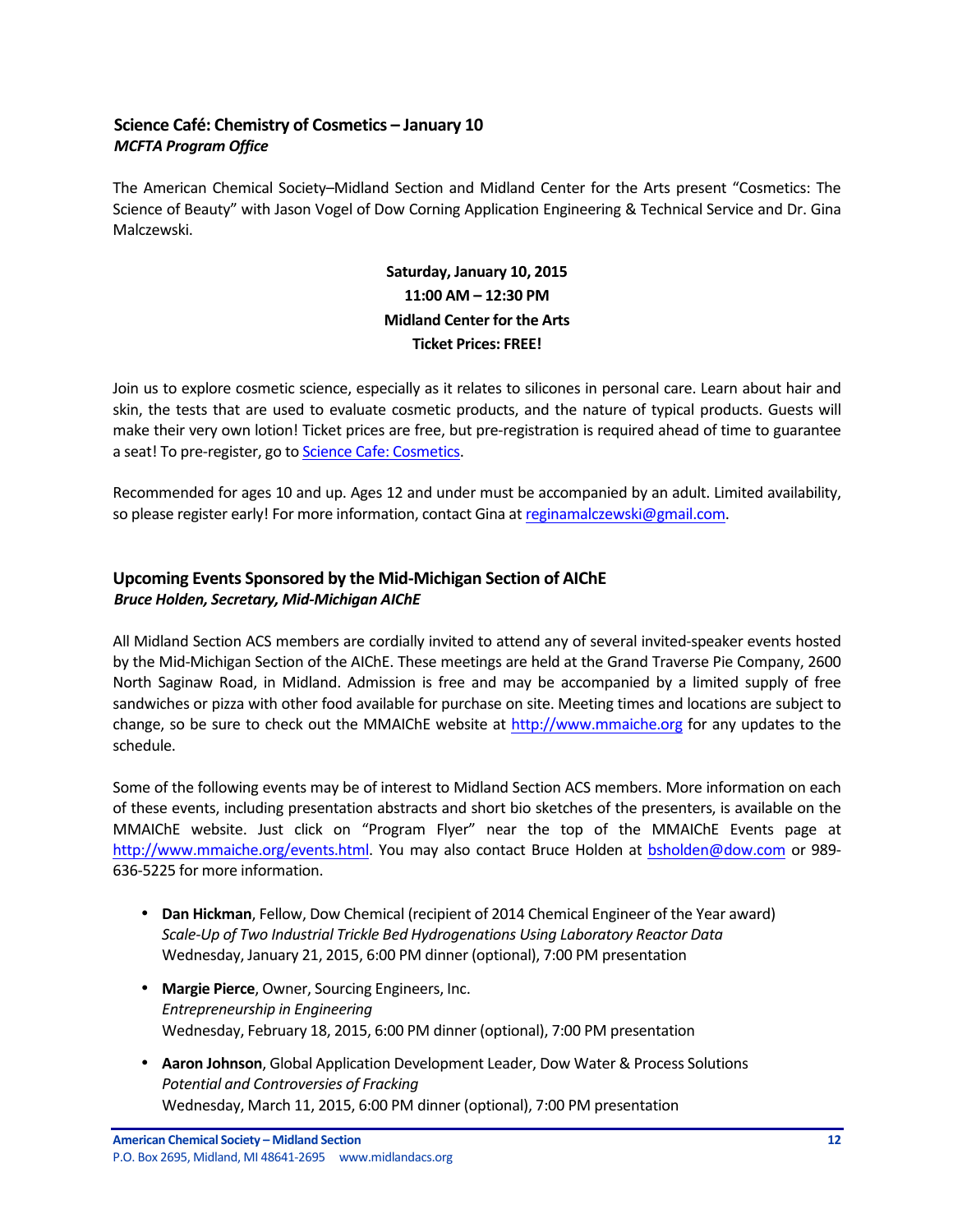## Science Café: Chemistry of Cosmetics – January 10

***MCFTA Program Office***

The American Chemical Society–Midland Section and Midland Center for the Arts present "Cosmetics: The Science of Beauty" with Jason Vogel of Dow Corning Application Engineering & Technical Service and Dr. Gina Malczewski.

**Saturday, January 10, 2015**
**11:00 AM – 12:30 PM**
**Midland Center for the Arts**
**Ticket Prices: FREE!**

Join us to explore cosmetic science, especially as it relates to silicones in personal care. Learn about hair and skin, the tests that are used to evaluate cosmetic products, and the nature of typical products. Guests will make their very own lotion! Ticket prices are free, but pre-registration is required ahead of time to guarantee a seat! To pre-register, go to Science Cafe: Cosmetics.

Recommended for ages 10 and up. Ages 12 and under must be accompanied by an adult. Limited availability, so please register early! For more information, contact Gina at reginamalczewski@gmail.com.

## Upcoming Events Sponsored by the Mid-Michigan Section of AIChE

***Bruce Holden, Secretary, Mid-Michigan AIChE***

All Midland Section ACS members are cordially invited to attend any of several invited-speaker events hosted by the Mid-Michigan Section of the AIChE. These meetings are held at the Grand Traverse Pie Company, 2600 North Saginaw Road, in Midland. Admission is free and may be accompanied by a limited supply of free sandwiches or pizza with other food available for purchase on site. Meeting times and locations are subject to change, so be sure to check out the MMAIChE website at http://www.mmaiche.org for any updates to the schedule.

Some of the following events may be of interest to Midland Section ACS members. More information on each of these events, including presentation abstracts and short bio sketches of the presenters, is available on the MMAIChE website. Just click on "Program Flyer" near the top of the MMAIChE Events page at http://www.mmaiche.org/events.html. You may also contact Bruce Holden at bsholden@dow.com or 989-636-5225 for more information.

- **Dan Hickman**, Fellow, Dow Chemical (recipient of 2014 Chemical Engineer of the Year award)
  *Scale-Up of Two Industrial Trickle Bed Hydrogenations Using Laboratory Reactor Data*
  Wednesday, January 21, 2015, 6:00 PM dinner (optional), 7:00 PM presentation

- **Margie Pierce**, Owner, Sourcing Engineers, Inc.
  *Entrepreneurship in Engineering*
  Wednesday, February 18, 2015, 6:00 PM dinner (optional), 7:00 PM presentation

- **Aaron Johnson**, Global Application Development Leader, Dow Water & Process Solutions
  *Potential and Controversies of Fracking*
  Wednesday, March 11, 2015, 6:00 PM dinner (optional), 7:00 PM presentation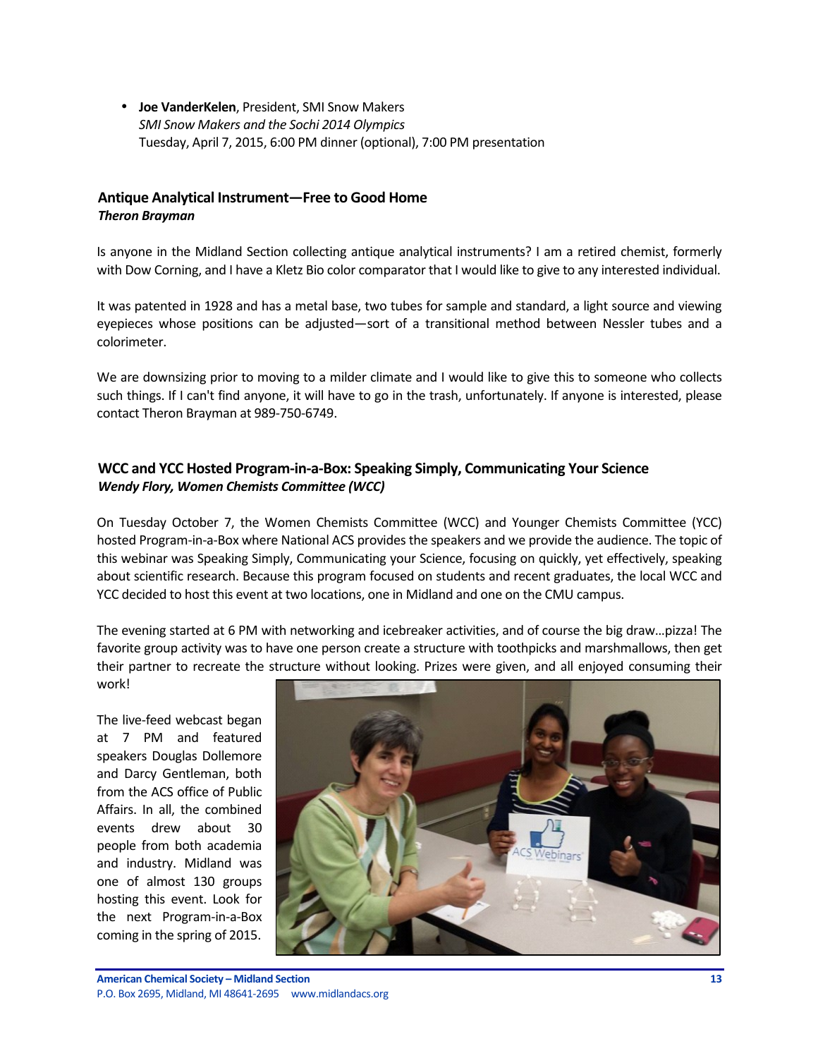- **Joe VanderKelen**, President, SMI Snow Makers
  *SMI Snow Makers and the Sochi 2014 Olympics*
  Tuesday, April 7, 2015, 6:00 PM dinner (optional), 7:00 PM presentation

### Antique Analytical Instrument—Free to Good Home
***Theron Brayman***

Is anyone in the Midland Section collecting antique analytical instruments? I am a retired chemist, formerly with Dow Corning, and I have a Kletz Bio color comparator that I would like to give to any interested individual.

It was patented in 1928 and has a metal base, two tubes for sample and standard, a light source and viewing eyepieces whose positions can be adjusted—sort of a transitional method between Nessler tubes and a colorimeter.

We are downsizing prior to moving to a milder climate and I would like to give this to someone who collects such things. If I can't find anyone, it will have to go in the trash, unfortunately. If anyone is interested, please contact Theron Brayman at 989-750-6749.

### WCC and YCC Hosted Program-in-a-Box: Speaking Simply, Communicating Your Science
***Wendy Flory, Women Chemists Committee (WCC)***

On Tuesday October 7, the Women Chemists Committee (WCC) and Younger Chemists Committee (YCC) hosted Program-in-a-Box where National ACS provides the speakers and we provide the audience. The topic of this webinar was Speaking Simply, Communicating your Science, focusing on quickly, yet effectively, speaking about scientific research. Because this program focused on students and recent graduates, the local WCC and YCC decided to host this event at two locations, one in Midland and one on the CMU campus.

The evening started at 6 PM with networking and icebreaker activities, and of course the big draw...pizza! The favorite group activity was to have one person create a structure with toothpicks and marshmallows, then get their partner to recreate the structure without looking. Prizes were given, and all enjoyed consuming their work!

The live-feed webcast began at 7 PM and featured speakers Douglas Dollemore and Darcy Gentleman, both from the ACS office of Public Affairs. In all, the combined events drew about 30 people from both academia and industry. Midland was one of almost 130 groups hosting this event. Look for the next Program-in-a-Box coming in the spring of 2015.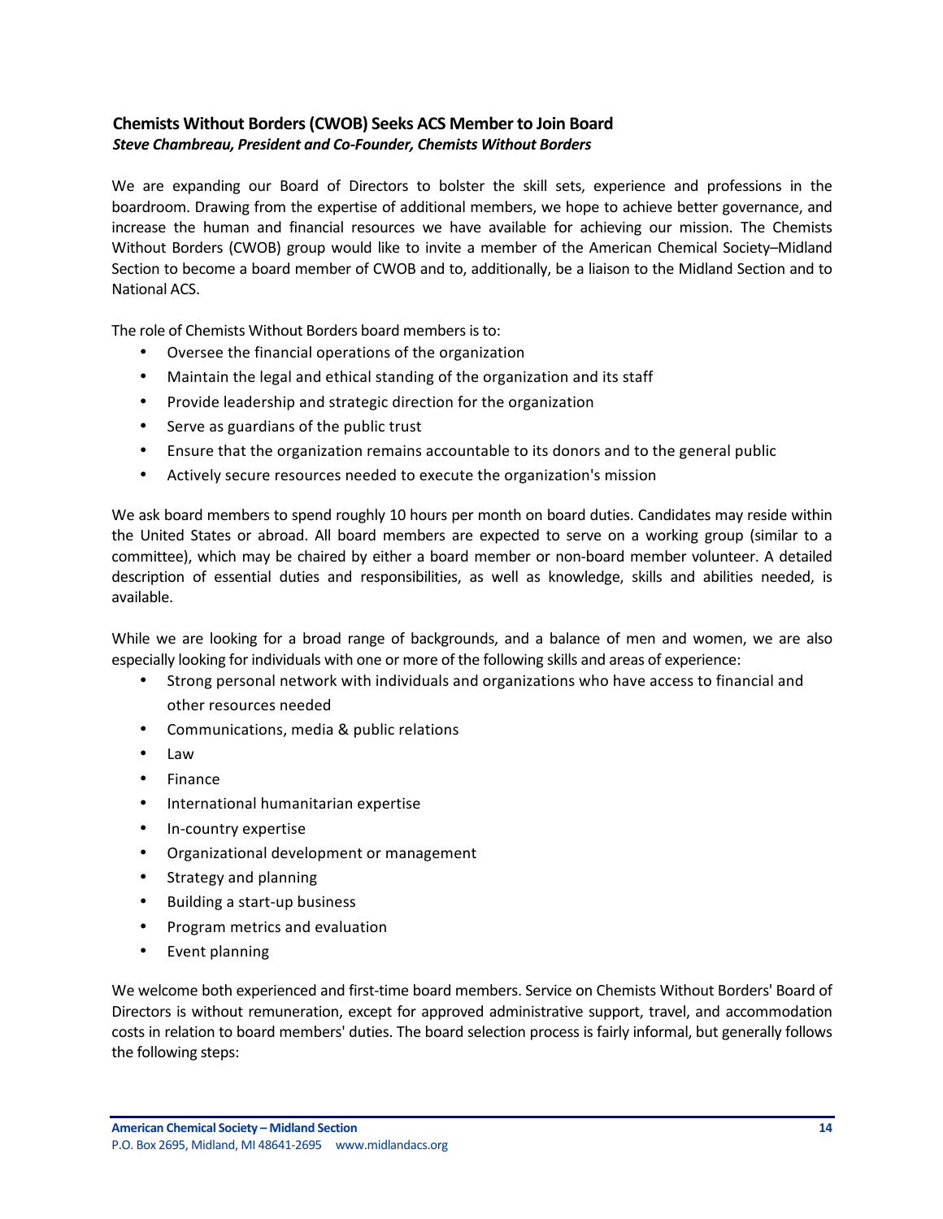### Chemists Without Borders (CWOB) Seeks ACS Member to Join Board

***Steve Chambreau, President and Co-Founder, Chemists Without Borders***

We are expanding our Board of Directors to bolster the skill sets, experience and professions in the boardroom. Drawing from the expertise of additional members, we hope to achieve better governance, and increase the human and financial resources we have available for achieving our mission. The Chemists Without Borders (CWOB) group would like to invite a member of the American Chemical Society–Midland Section to become a board member of CWOB and to, additionally, be a liaison to the Midland Section and to National ACS.

The role of Chemists Without Borders board members is to:

- Oversee the financial operations of the organization
- Maintain the legal and ethical standing of the organization and its staff
- Provide leadership and strategic direction for the organization
- Serve as guardians of the public trust
- Ensure that the organization remains accountable to its donors and to the general public
- Actively secure resources needed to execute the organization's mission

We ask board members to spend roughly 10 hours per month on board duties. Candidates may reside within the United States or abroad. All board members are expected to serve on a working group (similar to a committee), which may be chaired by either a board member or non-board member volunteer. A detailed description of essential duties and responsibilities, as well as knowledge, skills and abilities needed, is available.

While we are looking for a broad range of backgrounds, and a balance of men and women, we are also especially looking for individuals with one or more of the following skills and areas of experience:

- Strong personal network with individuals and organizations who have access to financial and other resources needed
- Communications, media & public relations
- Law
- Finance
- International humanitarian expertise
- In-country expertise
- Organizational development or management
- Strategy and planning
- Building a start-up business
- Program metrics and evaluation
- Event planning

We welcome both experienced and first-time board members. Service on Chemists Without Borders' Board of Directors is without remuneration, except for approved administrative support, travel, and accommodation costs in relation to board members' duties. The board selection process is fairly informal, but generally follows the following steps: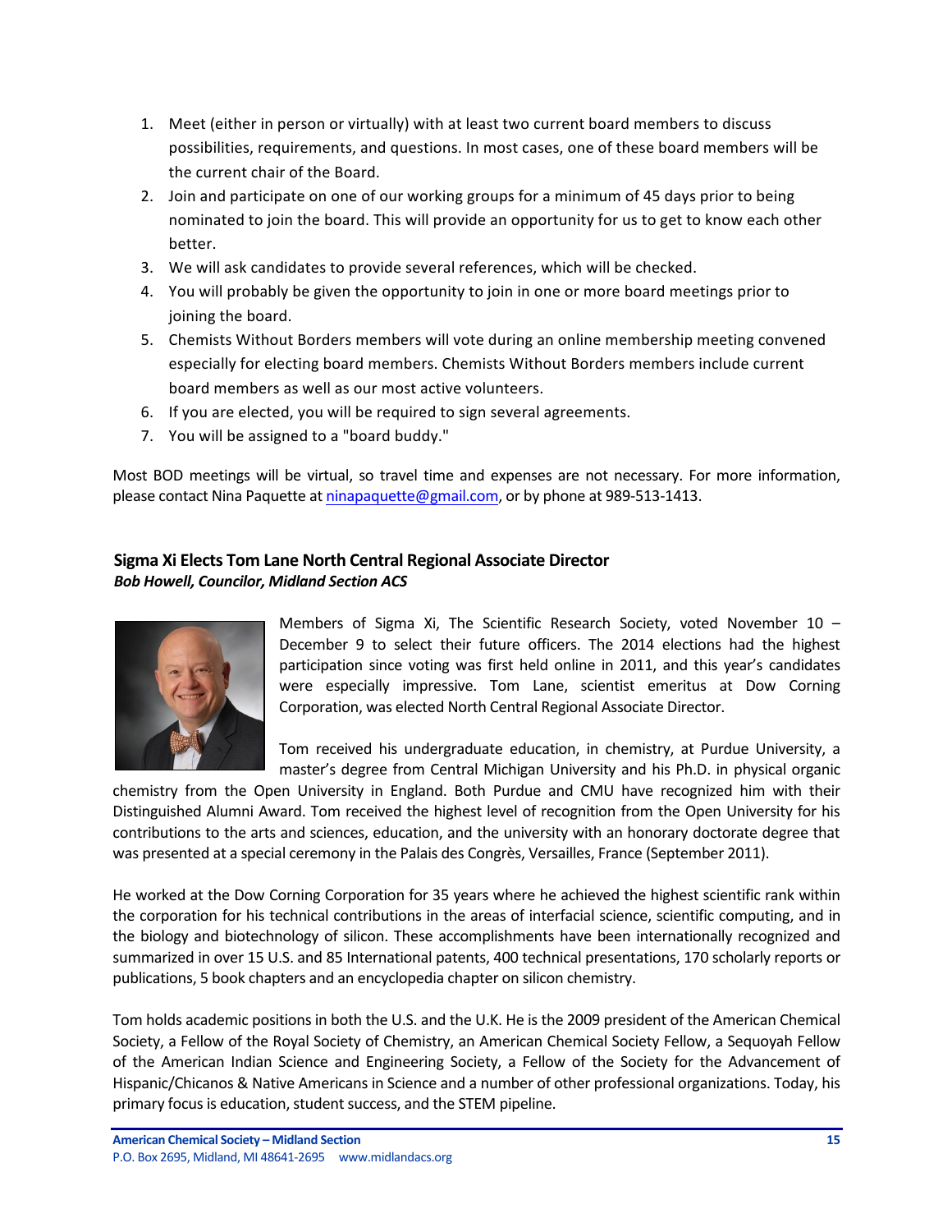1. Meet (either in person or virtually) with at least two current board members to discuss possibilities, requirements, and questions. In most cases, one of these board members will be the current chair of the Board.
2. Join and participate on one of our working groups for a minimum of 45 days prior to being nominated to join the board. This will provide an opportunity for us to get to know each other better.
3. We will ask candidates to provide several references, which will be checked.
4. You will probably be given the opportunity to join in one or more board meetings prior to joining the board.
5. Chemists Without Borders members will vote during an online membership meeting convened especially for electing board members. Chemists Without Borders members include current board members as well as our most active volunteers.
6. If you are elected, you will be required to sign several agreements.
7. You will be assigned to a "board buddy."

Most BOD meetings will be virtual, so travel time and expenses are not necessary. For more information, please contact Nina Paquette at ninapaquette@gmail.com, or by phone at 989-513-1413.

## Sigma Xi Elects Tom Lane North Central Regional Associate Director

***Bob Howell, Councilor, Midland Section ACS***

Members of Sigma Xi, The Scientific Research Society, voted November 10 – December 9 to select their future officers. The 2014 elections had the highest participation since voting was first held online in 2011, and this year's candidates were especially impressive. Tom Lane, scientist emeritus at Dow Corning Corporation, was elected North Central Regional Associate Director.

Tom received his undergraduate education, in chemistry, at Purdue University, a master's degree from Central Michigan University and his Ph.D. in physical organic chemistry from the Open University in England. Both Purdue and CMU have recognized him with their Distinguished Alumni Award. Tom received the highest level of recognition from the Open University for his contributions to the arts and sciences, education, and the university with an honorary doctorate degree that was presented at a special ceremony in the Palais des Congrès, Versailles, France (September 2011).

He worked at the Dow Corning Corporation for 35 years where he achieved the highest scientific rank within the corporation for his technical contributions in the areas of interfacial science, scientific computing, and in the biology and biotechnology of silicon. These accomplishments have been internationally recognized and summarized in over 15 U.S. and 85 International patents, 400 technical presentations, 170 scholarly reports or publications, 5 book chapters and an encyclopedia chapter on silicon chemistry.

Tom holds academic positions in both the U.S. and the U.K. He is the 2009 president of the American Chemical Society, a Fellow of the Royal Society of Chemistry, an American Chemical Society Fellow, a Sequoyah Fellow of the American Indian Science and Engineering Society, a Fellow of the Society for the Advancement of Hispanic/Chicanos & Native Americans in Science and a number of other professional organizations. Today, his primary focus is education, student success, and the STEM pipeline.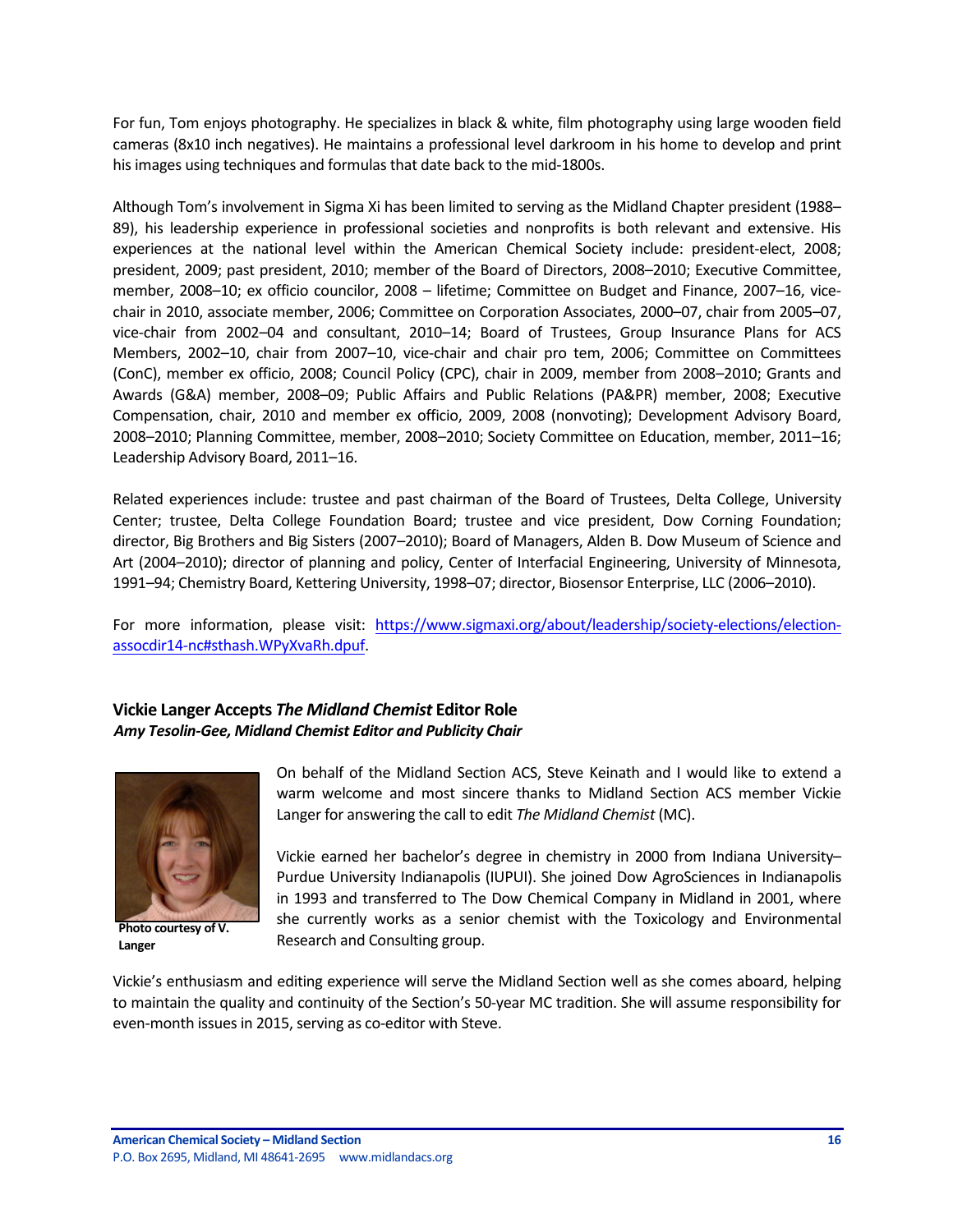For fun, Tom enjoys photography. He specializes in black & white, film photography using large wooden field cameras (8x10 inch negatives). He maintains a professional level darkroom in his home to develop and print his images using techniques and formulas that date back to the mid-1800s.

Although Tom's involvement in Sigma Xi has been limited to serving as the Midland Chapter president (1988–89), his leadership experience in professional societies and nonprofits is both relevant and extensive. His experiences at the national level within the American Chemical Society include: president-elect, 2008; president, 2009; past president, 2010; member of the Board of Directors, 2008–2010; Executive Committee, member, 2008–10; ex officio councilor, 2008 – lifetime; Committee on Budget and Finance, 2007–16, vice-chair in 2010, associate member, 2006; Committee on Corporation Associates, 2000–07, chair from 2005–07, vice-chair from 2002–04 and consultant, 2010–14; Board of Trustees, Group Insurance Plans for ACS Members, 2002–10, chair from 2007–10, vice-chair and chair pro tem, 2006; Committee on Committees (ConC), member ex officio, 2008; Council Policy (CPC), chair in 2009, member from 2008–2010; Grants and Awards (G&A) member, 2008–09; Public Affairs and Public Relations (PA&PR) member, 2008; Executive Compensation, chair, 2010 and member ex officio, 2009, 2008 (nonvoting); Development Advisory Board, 2008–2010; Planning Committee, member, 2008–2010; Society Committee on Education, member, 2011–16; Leadership Advisory Board, 2011–16.

Related experiences include: trustee and past chairman of the Board of Trustees, Delta College, University Center; trustee, Delta College Foundation Board; trustee and vice president, Dow Corning Foundation; director, Big Brothers and Big Sisters (2007–2010); Board of Managers, Alden B. Dow Museum of Science and Art (2004–2010); director of planning and policy, Center of Interfacial Engineering, University of Minnesota, 1991–94; Chemistry Board, Kettering University, 1998–07; director, Biosensor Enterprise, LLC (2006–2010).

For more information, please visit: [https://www.sigmaxi.org/about/leadership/society-elections/election-assocdir14-nc#sthash.WPyXvaRh.dpuf](https://www.sigmaxi.org/about/leadership/society-elections/election-assocdir14-nc#sthash.WPyXvaRh.dpuf).

## Vickie Langer Accepts *The Midland Chemist* Editor Role

***Amy Tesolin-Gee, Midland Chemist Editor and Publicity Chair***

**Photo courtesy of V. Langer**

On behalf of the Midland Section ACS, Steve Keinath and I would like to extend a warm welcome and most sincere thanks to Midland Section ACS member Vickie Langer for answering the call to edit *The Midland Chemist* (MC).

Vickie earned her bachelor's degree in chemistry in 2000 from Indiana University–Purdue University Indianapolis (IUPUI). She joined Dow AgroSciences in Indianapolis in 1993 and transferred to The Dow Chemical Company in Midland in 2001, where she currently works as a senior chemist with the Toxicology and Environmental Research and Consulting group.

Vickie's enthusiasm and editing experience will serve the Midland Section well as she comes aboard, helping to maintain the quality and continuity of the Section's 50-year MC tradition. She will assume responsibility for even-month issues in 2015, serving as co-editor with Steve.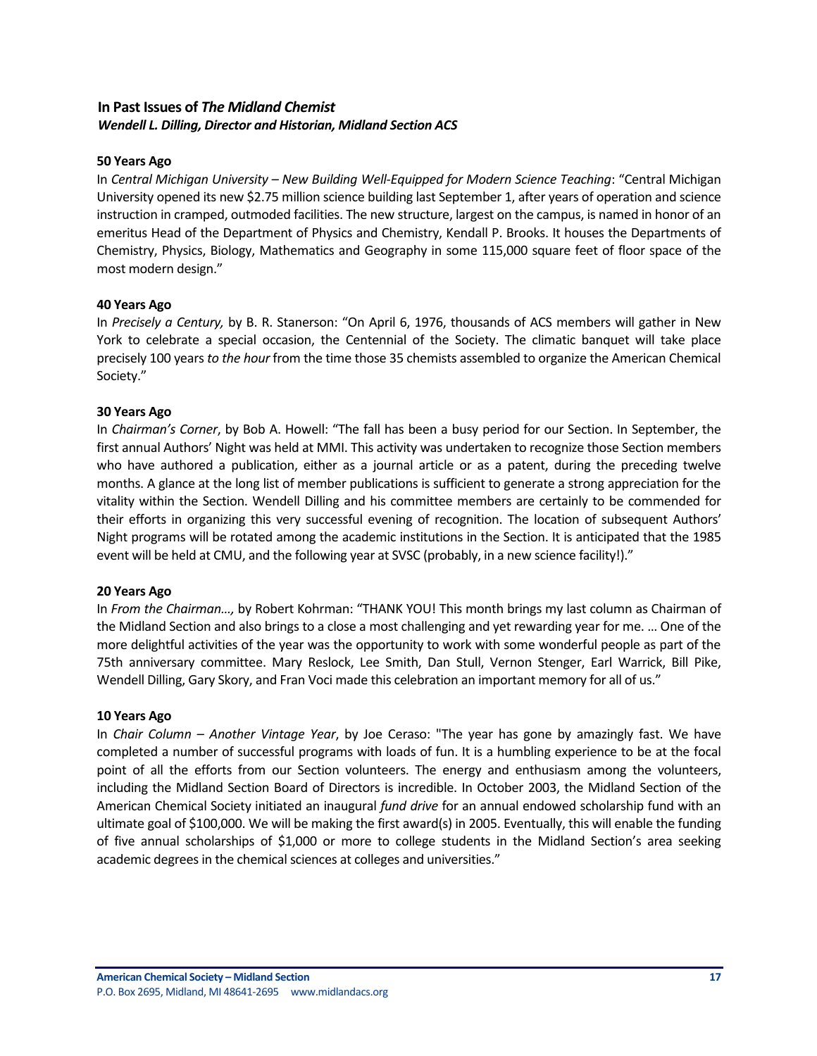## In Past Issues of *The Midland Chemist*

***Wendell L. Dilling, Director and Historian, Midland Section ACS***

**50 Years Ago**

In *Central Michigan University – New Building Well-Equipped for Modern Science Teaching*: "Central Michigan University opened its new $2.75 million science building last September 1, after years of operation and science instruction in cramped, outmoded facilities. The new structure, largest on the campus, is named in honor of an emeritus Head of the Department of Physics and Chemistry, Kendall P. Brooks. It houses the Departments of Chemistry, Physics, Biology, Mathematics and Geography in some 115,000 square feet of floor space of the most modern design."

**40 Years Ago**

In *Precisely a Century,* by B. R. Stanerson: "On April 6, 1976, thousands of ACS members will gather in New York to celebrate a special occasion, the Centennial of the Society. The climatic banquet will take place precisely 100 years *to the hour* from the time those 35 chemists assembled to organize the American Chemical Society."

**30 Years Ago**

In *Chairman's Corner*, by Bob A. Howell: "The fall has been a busy period for our Section. In September, the first annual Authors' Night was held at MMI. This activity was undertaken to recognize those Section members who have authored a publication, either as a journal article or as a patent, during the preceding twelve months. A glance at the long list of member publications is sufficient to generate a strong appreciation for the vitality within the Section. Wendell Dilling and his committee members are certainly to be commended for their efforts in organizing this very successful evening of recognition. The location of subsequent Authors' Night programs will be rotated among the academic institutions in the Section. It is anticipated that the 1985 event will be held at CMU, and the following year at SVSC (probably, in a new science facility!)."

**20 Years Ago**

In *From the Chairman…,* by Robert Kohrman: "THANK YOU! This month brings my last column as Chairman of the Midland Section and also brings to a close a most challenging and yet rewarding year for me. … One of the more delightful activities of the year was the opportunity to work with some wonderful people as part of the 75th anniversary committee. Mary Reslock, Lee Smith, Dan Stull, Vernon Stenger, Earl Warrick, Bill Pike, Wendell Dilling, Gary Skory, and Fran Voci made this celebration an important memory for all of us."

**10 Years Ago**

In *Chair Column – Another Vintage Year*, by Joe Ceraso: "The year has gone by amazingly fast. We have completed a number of successful programs with loads of fun. It is a humbling experience to be at the focal point of all the efforts from our Section volunteers. The energy and enthusiasm among the volunteers, including the Midland Section Board of Directors is incredible. In October 2003, the Midland Section of the American Chemical Society initiated an inaugural *fund drive* for an annual endowed scholarship fund with an ultimate goal of $100,000. We will be making the first award(s) in 2005. Eventually, this will enable the funding of five annual scholarships of $1,000 or more to college students in the Midland Section's area seeking academic degrees in the chemical sciences at colleges and universities."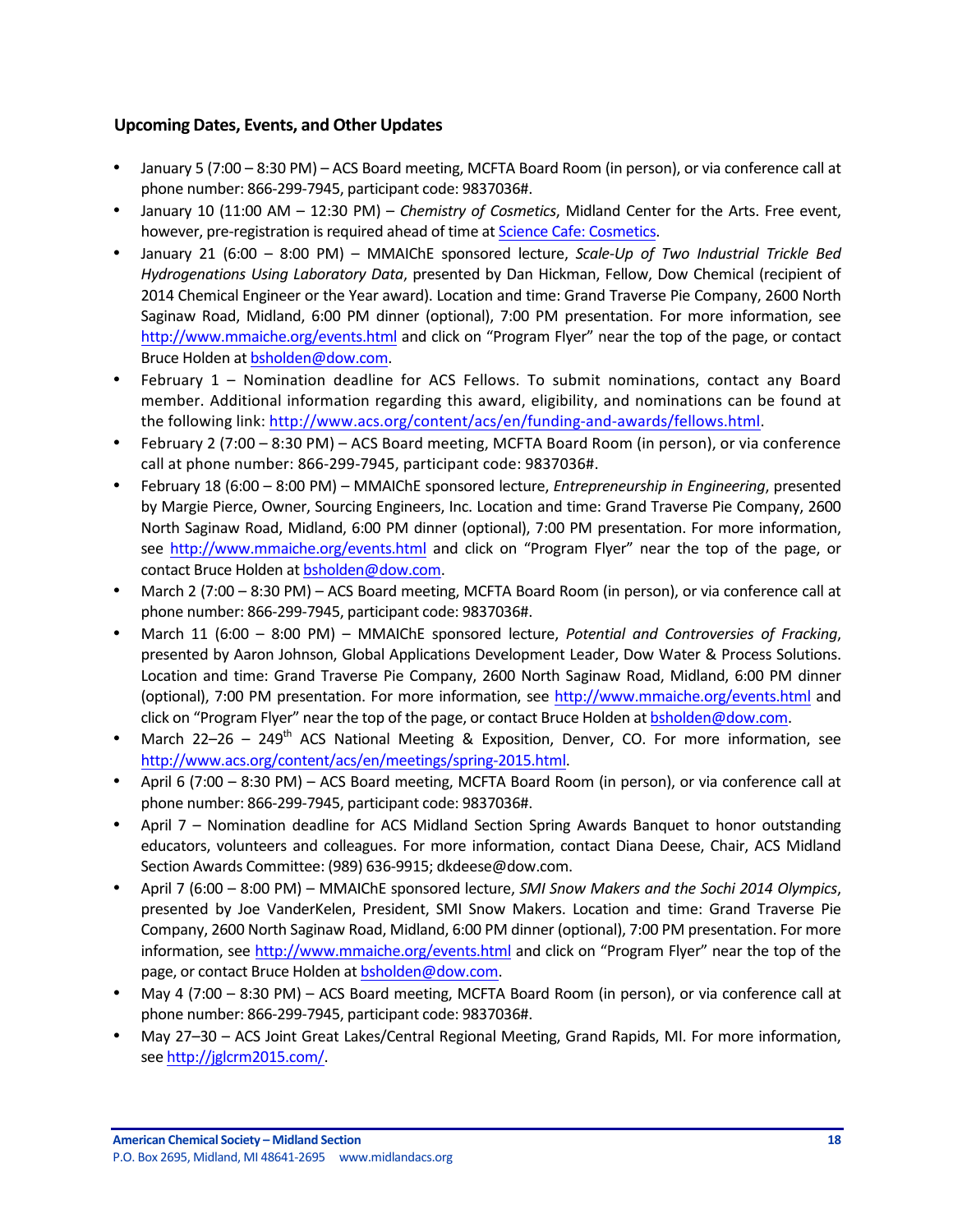### Upcoming Dates, Events, and Other Updates

- January 5 (7:00 – 8:30 PM) – ACS Board meeting, MCFTA Board Room (in person), or via conference call at phone number: 866-299-7945, participant code: 9837036#.
- January 10 (11:00 AM – 12:30 PM) – *Chemistry of Cosmetics*, Midland Center for the Arts. Free event, however, pre-registration is required ahead of time at Science Cafe: Cosmetics.
- January 21 (6:00 – 8:00 PM) – MMAIChE sponsored lecture, *Scale-Up of Two Industrial Trickle Bed Hydrogenations Using Laboratory Data*, presented by Dan Hickman, Fellow, Dow Chemical (recipient of 2014 Chemical Engineer or the Year award). Location and time: Grand Traverse Pie Company, 2600 North Saginaw Road, Midland, 6:00 PM dinner (optional), 7:00 PM presentation. For more information, see http://www.mmaiche.org/events.html and click on "Program Flyer" near the top of the page, or contact Bruce Holden at bsholden@dow.com.
- February 1 – Nomination deadline for ACS Fellows. To submit nominations, contact any Board member. Additional information regarding this award, eligibility, and nominations can be found at the following link: http://www.acs.org/content/acs/en/funding-and-awards/fellows.html.
- February 2 (7:00 – 8:30 PM) – ACS Board meeting, MCFTA Board Room (in person), or via conference call at phone number: 866-299-7945, participant code: 9837036#.
- February 18 (6:00 – 8:00 PM) – MMAIChE sponsored lecture, *Entrepreneurship in Engineering*, presented by Margie Pierce, Owner, Sourcing Engineers, Inc. Location and time: Grand Traverse Pie Company, 2600 North Saginaw Road, Midland, 6:00 PM dinner (optional), 7:00 PM presentation. For more information, see http://www.mmaiche.org/events.html and click on "Program Flyer" near the top of the page, or contact Bruce Holden at bsholden@dow.com.
- March 2 (7:00 – 8:30 PM) – ACS Board meeting, MCFTA Board Room (in person), or via conference call at phone number: 866-299-7945, participant code: 9837036#.
- March 11 (6:00 – 8:00 PM) – MMAIChE sponsored lecture, *Potential and Controversies of Fracking*, presented by Aaron Johnson, Global Applications Development Leader, Dow Water & Process Solutions. Location and time: Grand Traverse Pie Company, 2600 North Saginaw Road, Midland, 6:00 PM dinner (optional), 7:00 PM presentation. For more information, see http://www.mmaiche.org/events.html and click on "Program Flyer" near the top of the page, or contact Bruce Holden at bsholden@dow.com.
- March 22–26 – 249th ACS National Meeting & Exposition, Denver, CO. For more information, see http://www.acs.org/content/acs/en/meetings/spring-2015.html.
- April 6 (7:00 – 8:30 PM) – ACS Board meeting, MCFTA Board Room (in person), or via conference call at phone number: 866-299-7945, participant code: 9837036#.
- April 7 – Nomination deadline for ACS Midland Section Spring Awards Banquet to honor outstanding educators, volunteers and colleagues. For more information, contact Diana Deese, Chair, ACS Midland Section Awards Committee: (989) 636-9915; dkdeese@dow.com.
- April 7 (6:00 – 8:00 PM) – MMAIChE sponsored lecture, *SMI Snow Makers and the Sochi 2014 Olympics*, presented by Joe VanderKelen, President, SMI Snow Makers. Location and time: Grand Traverse Pie Company, 2600 North Saginaw Road, Midland, 6:00 PM dinner (optional), 7:00 PM presentation. For more information, see http://www.mmaiche.org/events.html and click on "Program Flyer" near the top of the page, or contact Bruce Holden at bsholden@dow.com.
- May 4 (7:00 – 8:30 PM) – ACS Board meeting, MCFTA Board Room (in person), or via conference call at phone number: 866-299-7945, participant code: 9837036#.
- May 27–30 – ACS Joint Great Lakes/Central Regional Meeting, Grand Rapids, MI. For more information, see http://jglcrm2015.com/.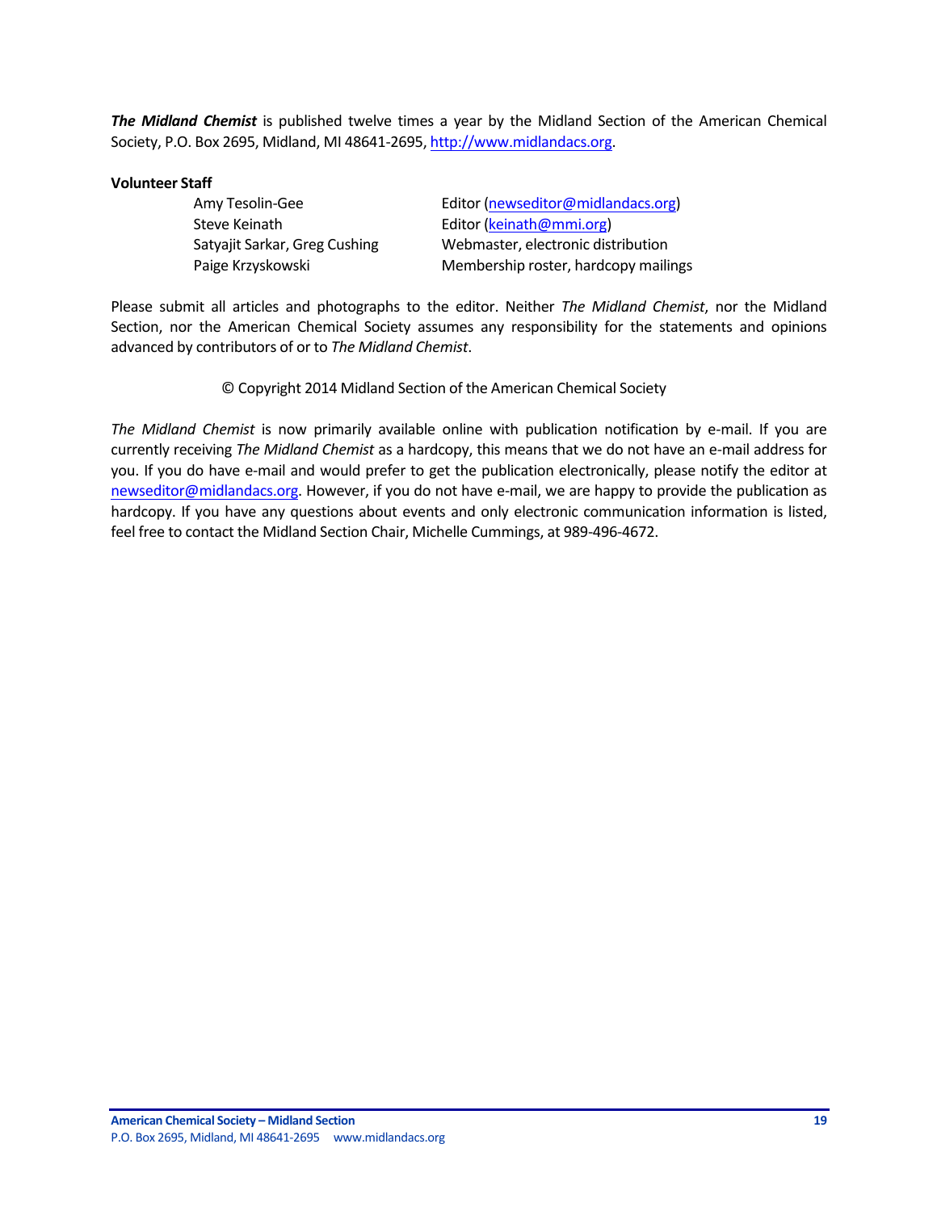***The Midland Chemist*** is published twelve times a year by the Midland Section of the American Chemical Society, P.O. Box 2695, Midland, MI 48641-2695, http://www.midlandacs.org.

**Volunteer Staff**

| | |
|---|---|
| Amy Tesolin-Gee | Editor (newseditor@midlandacs.org) |
| Steve Keinath | Editor (keinath@mmi.org) |
| Satyajit Sarkar, Greg Cushing | Webmaster, electronic distribution |
| Paige Krzyskowski | Membership roster, hardcopy mailings |

Please submit all articles and photographs to the editor. Neither *The Midland Chemist*, nor the Midland Section, nor the American Chemical Society assumes any responsibility for the statements and opinions advanced by contributors of or to *The Midland Chemist*.

© Copyright 2014 Midland Section of the American Chemical Society

*The Midland Chemist* is now primarily available online with publication notification by e-mail. If you are currently receiving *The Midland Chemist* as a hardcopy, this means that we do not have an e-mail address for you. If you do have e-mail and would prefer to get the publication electronically, please notify the editor at newseditor@midlandacs.org. However, if you do not have e-mail, we are happy to provide the publication as hardcopy. If you have any questions about events and only electronic communication information is listed, feel free to contact the Midland Section Chair, Michelle Cummings, at 989-496-4672.